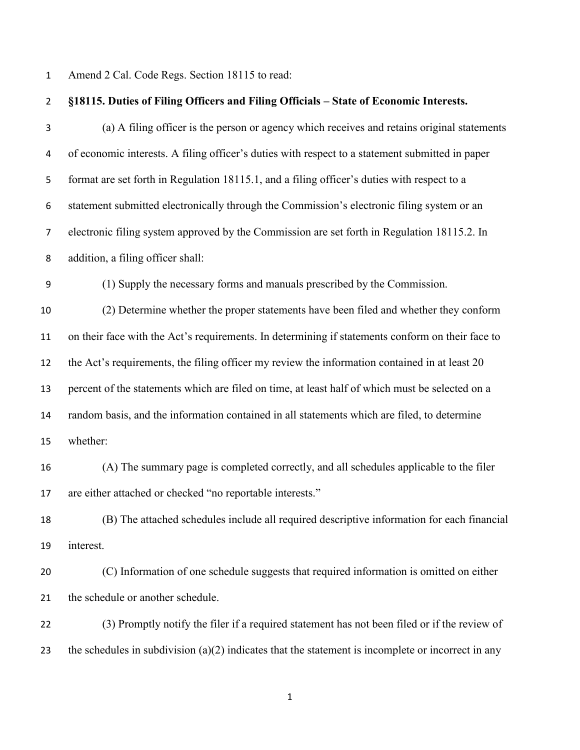Amend 2 Cal. Code Regs. Section 18115 to read:

**§18115. Duties of Filing Officers and Filing Officials – State of Economic Interests.**

(a) A filing officer is the person or agency which receives and retains original statements of economic interests. A filing officer's duties with respect to a statement submitted in paper format are set forth in Regulation 18115.1, and a filing officer's duties with respect to a statement submitted electronically through the Commission's electronic filing system or an electronic filing system approved by the Commission are set forth in Regulation 18115.2. In addition, a filing officer shall:

(1) Supply the necessary forms and manuals prescribed by the Commission.

(2) Determine whether the proper statements have been filed and whether they conform on their face with the Act's requirements. In determining if statements conform on their face to the Act's requirements, the filing officer my review the information contained in at least 20 percent of the statements which are filed on time, at least half of which must be selected on a random basis, and the information contained in all statements which are filed, to determine whether:

(A) The summary page is completed correctly, and all schedules applicable to the filer are either attached or checked "no reportable interests."

(B) The attached schedules include all required descriptive information for each financial interest.

(C) Information of one schedule suggests that required information is omitted on either the schedule or another schedule.

(3) Promptly notify the filer if a required statement has not been filed or if the review of the schedules in subdivision (a)(2) indicates that the statement is incomplete or incorrect in any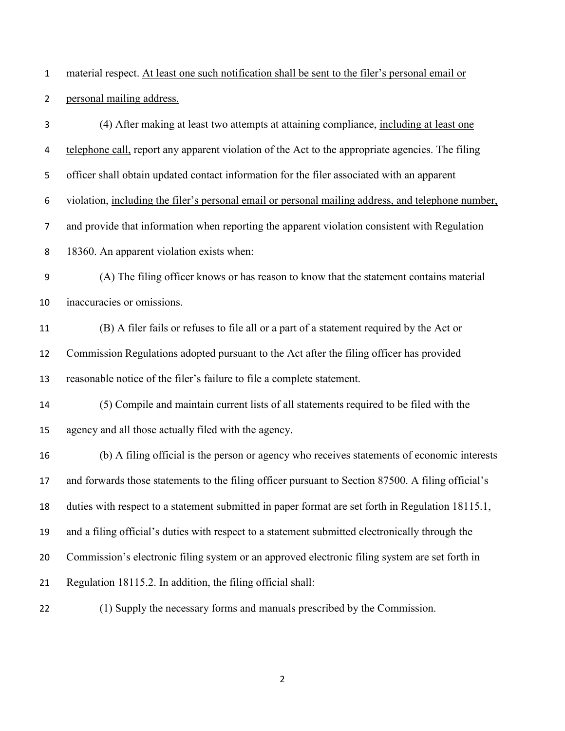material respect. <u>At least one such notification shall be sent to the filer's personal email or personal mailing address.</u>

(4) After making at least two attempts at attaining compliance, <u>including at least one telephone call,</u> report any apparent violation of the Act to the appropriate agencies. The filing officer shall obtain updated contact information for the filer associated with an apparent violation, <u>including the filer's personal email or personal mailing address, and telephone number,</u> and provide that information when reporting the apparent violation consistent with Regulation 18360. An apparent violation exists when:

(A) The filing officer knows or has reason to know that the statement contains material inaccuracies or omissions.

(B) A filer fails or refuses to file all or a part of a statement required by the Act or Commission Regulations adopted pursuant to the Act after the filing officer has provided reasonable notice of the filer's failure to file a complete statement.

(5) Compile and maintain current lists of all statements required to be filed with the agency and all those actually filed with the agency.

(b) A filing official is the person or agency who receives statements of economic interests and forwards those statements to the filing officer pursuant to Section 87500. A filing official's duties with respect to a statement submitted in paper format are set forth in Regulation 18115.1, and a filing official's duties with respect to a statement submitted electronically through the Commission's electronic filing system or an approved electronic filing system are set forth in Regulation 18115.2. In addition, the filing official shall:

(1) Supply the necessary forms and manuals prescribed by the Commission.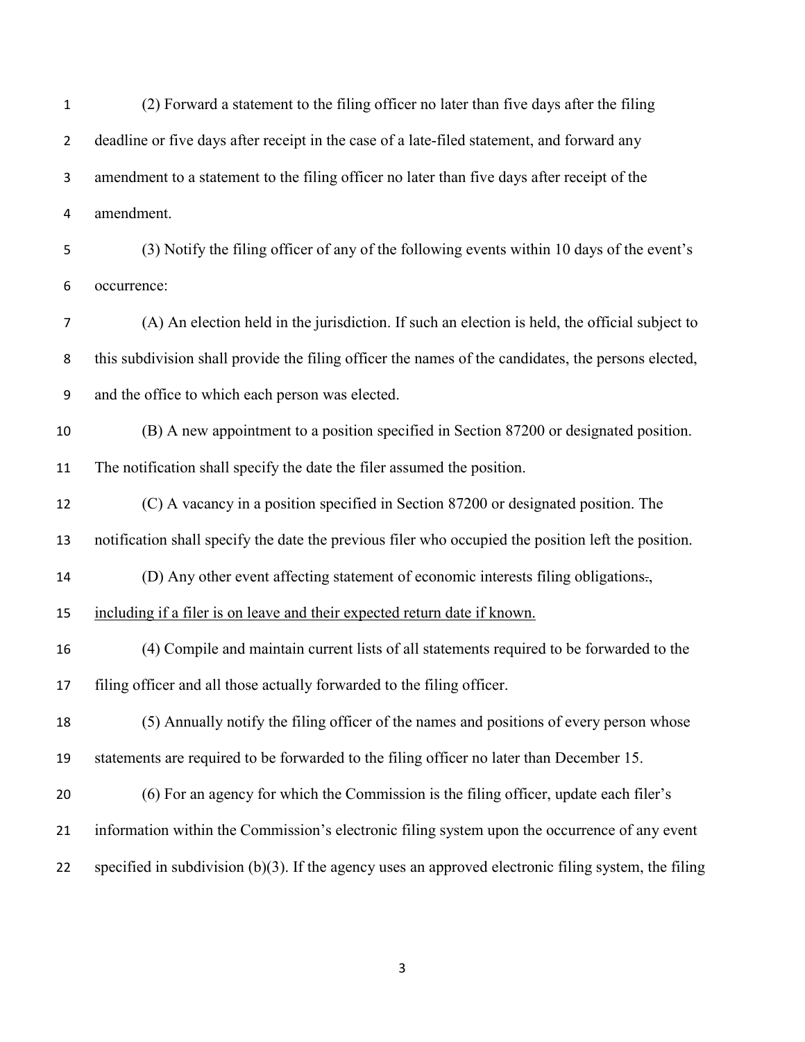(2) Forward a statement to the filing officer no later than five days after the filing deadline or five days after receipt in the case of a late-filed statement, and forward any amendment to a statement to the filing officer no later than five days after receipt of the amendment.

(3) Notify the filing officer of any of the following events within 10 days of the event's occurrence:

(A) An election held in the jurisdiction. If such an election is held, the official subject to this subdivision shall provide the filing officer the names of the candidates, the persons elected, and the office to which each person was elected.

(B) A new appointment to a position specified in Section 87200 or designated position. The notification shall specify the date the filer assumed the position.

(C) A vacancy in a position specified in Section 87200 or designated position. The notification shall specify the date the previous filer who occupied the position left the position.

(D) Any other event affecting statement of economic interests filing obligations~~.~~, <u>including if a filer is on leave and their expected return date if known.</u>

(4) Compile and maintain current lists of all statements required to be forwarded to the filing officer and all those actually forwarded to the filing officer.

(5) Annually notify the filing officer of the names and positions of every person whose statements are required to be forwarded to the filing officer no later than December 15.

(6) For an agency for which the Commission is the filing officer, update each filer's information within the Commission's electronic filing system upon the occurrence of any event specified in subdivision (b)(3). If the agency uses an approved electronic filing system, the filing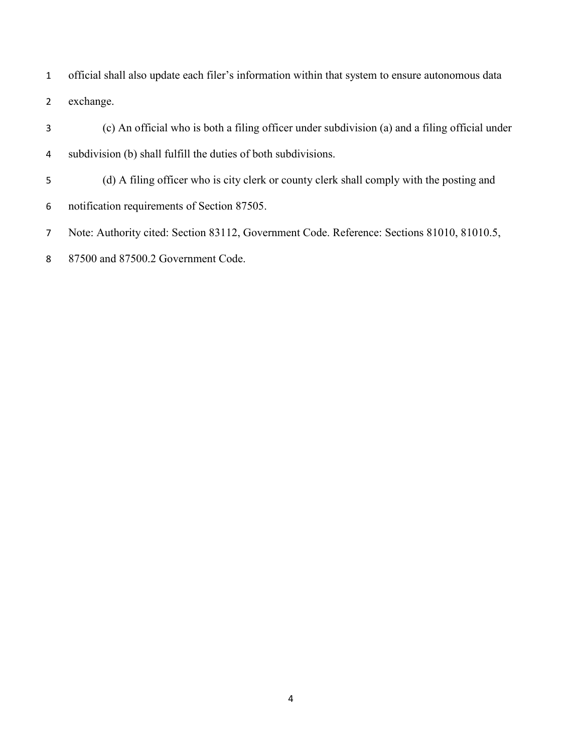official shall also update each filer's information within that system to ensure autonomous data exchange.

(c) An official who is both a filing officer under subdivision (a) and a filing official under subdivision (b) shall fulfill the duties of both subdivisions.

(d) A filing officer who is city clerk or county clerk shall comply with the posting and notification requirements of Section 87505.

Note: Authority cited: Section 83112, Government Code. Reference: Sections 81010, 81010.5, 87500 and 87500.2 Government Code.